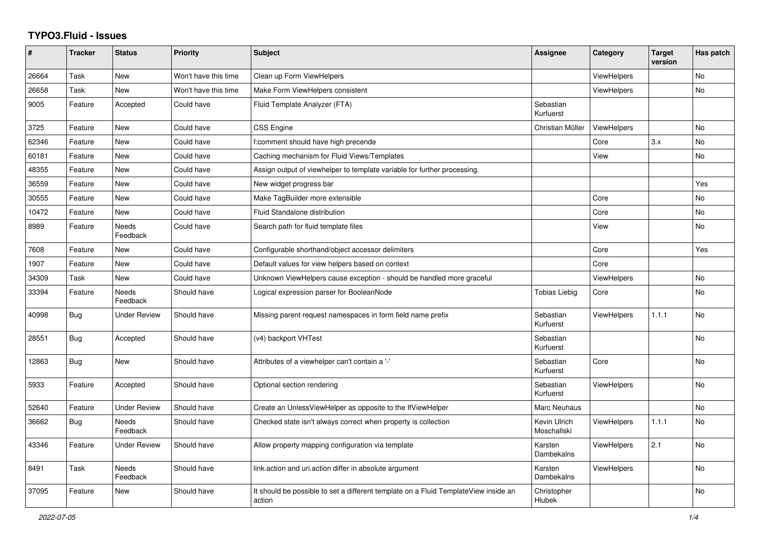# TYPO3.Fluid - Issues

| # | Tracker | Status | Priority | Subject | Assignee | Category | Target version | Has patch |
|---|---|---|---|---|---|---|---|---|
| 26664 | Task | New | Won't have this time | Clean up Form ViewHelpers | | ViewHelpers | | No |
| 26658 | Task | New | Won't have this time | Make Form ViewHelpers consistent | | ViewHelpers | | No |
| 9005 | Feature | Accepted | Could have | Fluid Template Analyzer (FTA) | Sebastian Kurfuerst | | | |
| 3725 | Feature | New | Could have | CSS Engine | Christian Müller | ViewHelpers | | No |
| 62346 | Feature | New | Could have | f:comment should have high precende | | Core | 3.x | No |
| 60181 | Feature | New | Could have | Caching mechanism for Fluid Views/Templates | | View | | No |
| 48355 | Feature | New | Could have | Assign output of viewhelper to template variable for further processing. | | | | |
| 36559 | Feature | New | Could have | New widget progress bar | | | | Yes |
| 30555 | Feature | New | Could have | Make TagBuilder more extensible | | Core | | No |
| 10472 | Feature | New | Could have | Fluid Standalone distribution | | Core | | No |
| 8989 | Feature | Needs Feedback | Could have | Search path for fluid template files | | View | | No |
| 7608 | Feature | New | Could have | Configurable shorthand/object accessor delimiters | | Core | | Yes |
| 1907 | Feature | New | Could have | Default values for view helpers based on context | | Core | | |
| 34309 | Task | New | Could have | Unknown ViewHelpers cause exception - should be handled more graceful | | ViewHelpers | | No |
| 33394 | Feature | Needs Feedback | Should have | Logical expression parser for BooleanNode | Tobias Liebig | Core | | No |
| 40998 | Bug | Under Review | Should have | Missing parent request namespaces in form field name prefix | Sebastian Kurfuerst | ViewHelpers | 1.1.1 | No |
| 28551 | Bug | Accepted | Should have | (v4) backport VHTest | Sebastian Kurfuerst | | | No |
| 12863 | Bug | New | Should have | Attributes of a viewhelper can't contain a '-' | Sebastian Kurfuerst | Core | | No |
| 5933 | Feature | Accepted | Should have | Optional section rendering | Sebastian Kurfuerst | ViewHelpers | | No |
| 52640 | Feature | Under Review | Should have | Create an UnlessViewHelper as opposite to the IfViewHelper | Marc Neuhaus | | | No |
| 36662 | Bug | Needs Feedback | Should have | Checked state isn't always correct when property is collection | Kevin Ulrich Moschallski | ViewHelpers | 1.1.1 | No |
| 43346 | Feature | Under Review | Should have | Allow property mapping configuration via template | Karsten Dambekalns | ViewHelpers | 2.1 | No |
| 8491 | Task | Needs Feedback | Should have | link.action and uri.action differ in absolute argument | Karsten Dambekalns | ViewHelpers | | No |
| 37095 | Feature | New | Should have | It should be possible to set a different template on a Fluid TemplateView inside an action | Christopher Hlubek | | | No |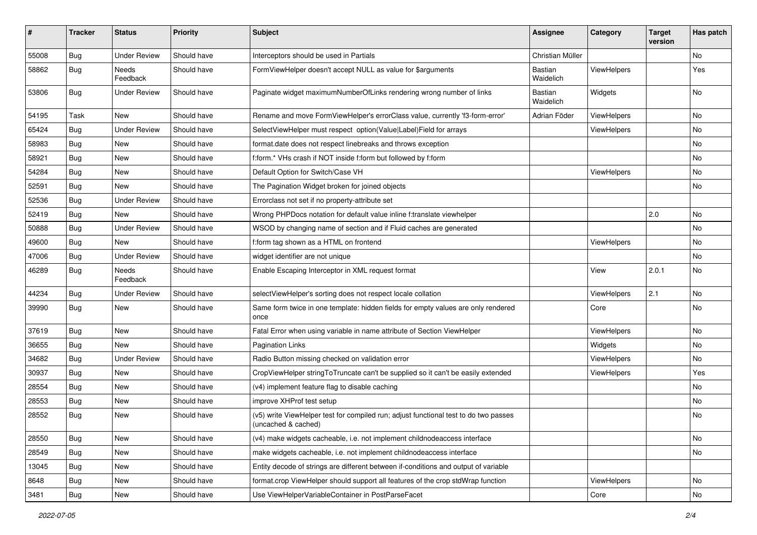| # | Tracker | Status | Priority | Subject | Assignee | Category | Target version | Has patch |
|---|---|---|---|---|---|---|---|---|
| 55008 | Bug | Under Review | Should have | Interceptors should be used in Partials | Christian Müller | | | No |
| 58862 | Bug | Needs Feedback | Should have | FormViewHelper doesn't accept NULL as value for $arguments | Bastian Waidelich | ViewHelpers | | Yes |
| 53806 | Bug | Under Review | Should have | Paginate widget maximumNumberOfLinks rendering wrong number of links | Bastian Waidelich | Widgets | | No |
| 54195 | Task | New | Should have | Rename and move FormViewHelper's errorClass value, currently 'f3-form-error' | Adrian Föder | ViewHelpers | | No |
| 65424 | Bug | Under Review | Should have | SelectViewHelper must respect option(Value\|Label)Field for arrays | | ViewHelpers | | No |
| 58983 | Bug | New | Should have | format.date does not respect linebreaks and throws exception | | | | No |
| 58921 | Bug | New | Should have | f:form.* VHs crash if NOT inside f:form but followed by f:form | | | | No |
| 54284 | Bug | New | Should have | Default Option for Switch/Case VH | | ViewHelpers | | No |
| 52591 | Bug | New | Should have | The Pagination Widget broken for joined objects | | | | No |
| 52536 | Bug | Under Review | Should have | Errorclass not set if no property-attribute set | | | | |
| 52419 | Bug | New | Should have | Wrong PHPDocs notation for default value inline f:translate viewhelper | | | 2.0 | No |
| 50888 | Bug | Under Review | Should have | WSOD by changing name of section and if Fluid caches are generated | | | | No |
| 49600 | Bug | New | Should have | f:form tag shown as a HTML on frontend | | ViewHelpers | | No |
| 47006 | Bug | Under Review | Should have | widget identifier are not unique | | | | No |
| 46289 | Bug | Needs Feedback | Should have | Enable Escaping Interceptor in XML request format | | View | 2.0.1 | No |
| 44234 | Bug | Under Review | Should have | selectViewHelper's sorting does not respect locale collation | | ViewHelpers | 2.1 | No |
| 39990 | Bug | New | Should have | Same form twice in one template: hidden fields for empty values are only rendered once | | Core | | No |
| 37619 | Bug | New | Should have | Fatal Error when using variable in name attribute of Section ViewHelper | | ViewHelpers | | No |
| 36655 | Bug | New | Should have | Pagination Links | | Widgets | | No |
| 34682 | Bug | Under Review | Should have | Radio Button missing checked on validation error | | ViewHelpers | | No |
| 30937 | Bug | New | Should have | CropViewHelper stringToTruncate can't be supplied so it can't be easily extended | | ViewHelpers | | Yes |
| 28554 | Bug | New | Should have | (v4) implement feature flag to disable caching | | | | No |
| 28553 | Bug | New | Should have | improve XHProf test setup | | | | No |
| 28552 | Bug | New | Should have | (v5) write ViewHelper test for compiled run; adjust functional test to do two passes (uncached & cached) | | | | No |
| 28550 | Bug | New | Should have | (v4) make widgets cacheable, i.e. not implement childnodeaccess interface | | | | No |
| 28549 | Bug | New | Should have | make widgets cacheable, i.e. not implement childnodeaccess interface | | | | No |
| 13045 | Bug | New | Should have | Entity decode of strings are different between if-conditions and output of variable | | | | |
| 8648 | Bug | New | Should have | format.crop ViewHelper should support all features of the crop stdWrap function | | ViewHelpers | | No |
| 3481 | Bug | New | Should have | Use ViewHelperVariableContainer in PostParseFacet | | Core | | No |

2022-07-05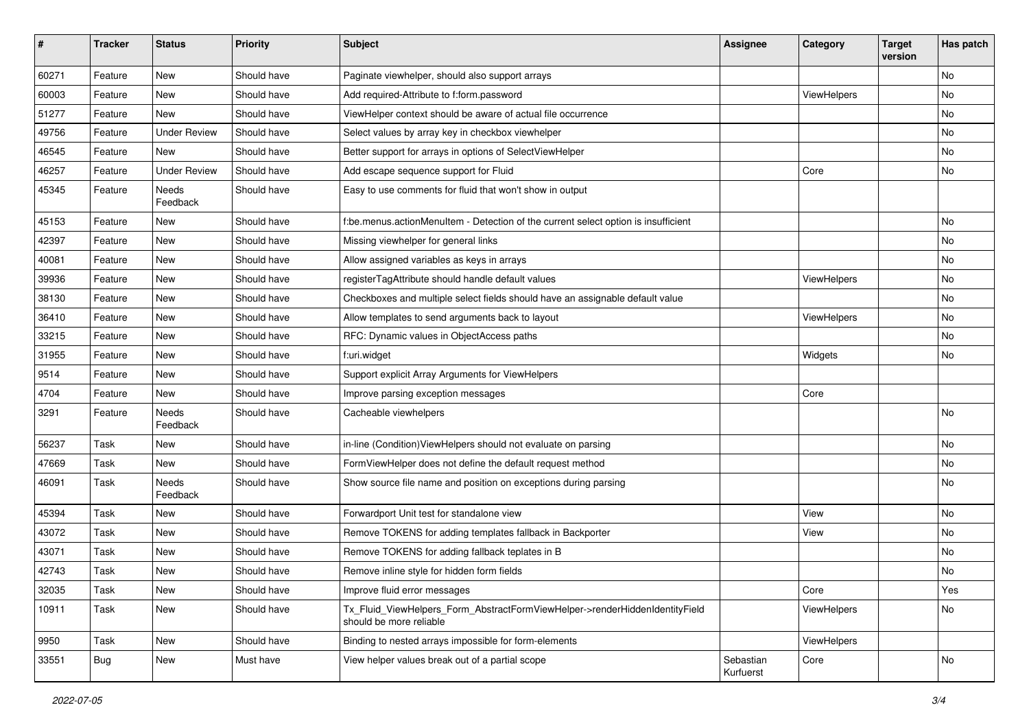| # | Tracker | Status | Priority | Subject | Assignee | Category | Target version | Has patch |
|---|---|---|---|---|---|---|---|---|
| 60271 | Feature | New | Should have | Paginate viewhelper, should also support arrays | | | | No |
| 60003 | Feature | New | Should have | Add required-Attribute to f:form.password | | ViewHelpers | | No |
| 51277 | Feature | New | Should have | ViewHelper context should be aware of actual file occurrence | | | | No |
| 49756 | Feature | Under Review | Should have | Select values by array key in checkbox viewhelper | | | | No |
| 46545 | Feature | New | Should have | Better support for arrays in options of SelectViewHelper | | | | No |
| 46257 | Feature | Under Review | Should have | Add escape sequence support for Fluid | | Core | | No |
| 45345 | Feature | Needs Feedback | Should have | Easy to use comments for fluid that won't show in output | | | | |
| 45153 | Feature | New | Should have | f:be.menus.actionMenuItem - Detection of the current select option is insufficient | | | | No |
| 42397 | Feature | New | Should have | Missing viewhelper for general links | | | | No |
| 40081 | Feature | New | Should have | Allow assigned variables as keys in arrays | | | | No |
| 39936 | Feature | New | Should have | registerTagAttribute should handle default values | | ViewHelpers | | No |
| 38130 | Feature | New | Should have | Checkboxes and multiple select fields should have an assignable default value | | | | No |
| 36410 | Feature | New | Should have | Allow templates to send arguments back to layout | | ViewHelpers | | No |
| 33215 | Feature | New | Should have | RFC: Dynamic values in ObjectAccess paths | | | | No |
| 31955 | Feature | New | Should have | f:uri.widget | | Widgets | | No |
| 9514 | Feature | New | Should have | Support explicit Array Arguments for ViewHelpers | | | | |
| 4704 | Feature | New | Should have | Improve parsing exception messages | | Core | | |
| 3291 | Feature | Needs Feedback | Should have | Cacheable viewhelpers | | | | No |
| 56237 | Task | New | Should have | in-line (Condition)ViewHelpers should not evaluate on parsing | | | | No |
| 47669 | Task | New | Should have | FormViewHelper does not define the default request method | | | | No |
| 46091 | Task | Needs Feedback | Should have | Show source file name and position on exceptions during parsing | | | | No |
| 45394 | Task | New | Should have | Forwardport Unit test for standalone view | | View | | No |
| 43072 | Task | New | Should have | Remove TOKENS for adding templates fallback in Backporter | | View | | No |
| 43071 | Task | New | Should have | Remove TOKENS for adding fallback teplates in B | | | | No |
| 42743 | Task | New | Should have | Remove inline style for hidden form fields | | | | No |
| 32035 | Task | New | Should have | Improve fluid error messages | | Core | | Yes |
| 10911 | Task | New | Should have | Tx_Fluid_ViewHelpers_Form_AbstractFormViewHelper->renderHiddenIdentityField should be more reliable | | ViewHelpers | | No |
| 9950 | Task | New | Should have | Binding to nested arrays impossible for form-elements | | ViewHelpers | | |
| 33551 | Bug | New | Must have | View helper values break out of a partial scope | Sebastian Kurfuerst | Core | | No |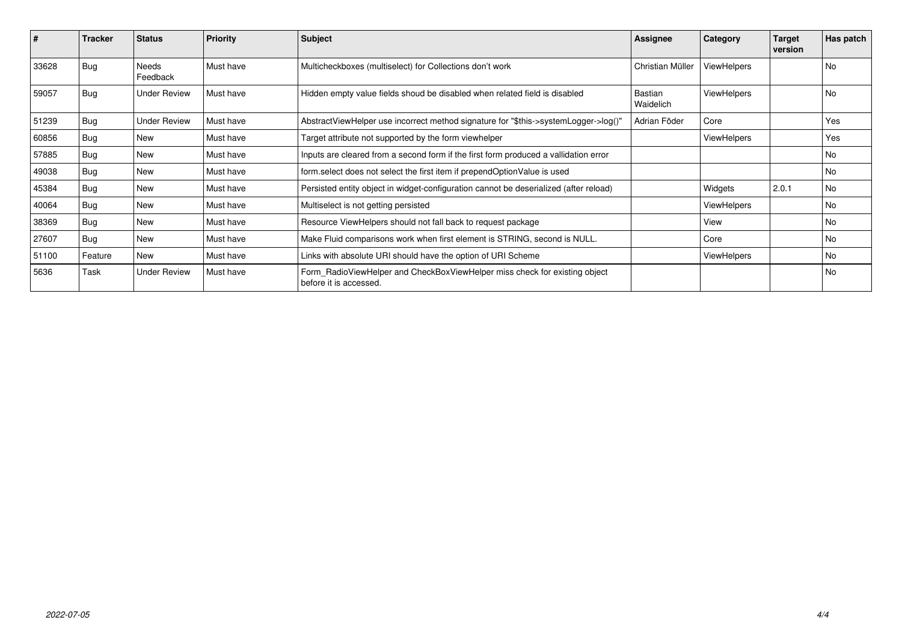| # | Tracker | Status | Priority | Subject | Assignee | Category | Target version | Has patch |
|---|---|---|---|---|---|---|---|---|
| 33628 | Bug | Needs Feedback | Must have | Multicheckboxes (multiselect) for Collections don't work | Christian Müller | ViewHelpers | | No |
| 59057 | Bug | Under Review | Must have | Hidden empty value fields shoud be disabled when related field is disabled | Bastian Waidelich | ViewHelpers | | No |
| 51239 | Bug | Under Review | Must have | AbstractViewHelper use incorrect method signature for "$this->systemLogger->log()" | Adrian Föder | Core | | Yes |
| 60856 | Bug | New | Must have | Target attribute not supported by the form viewhelper | | ViewHelpers | | Yes |
| 57885 | Bug | New | Must have | Inputs are cleared from a second form if the first form produced a vallidation error | | | | No |
| 49038 | Bug | New | Must have | form.select does not select the first item if prependOptionValue is used | | | | No |
| 45384 | Bug | New | Must have | Persisted entity object in widget-configuration cannot be deserialized (after reload) | | Widgets | 2.0.1 | No |
| 40064 | Bug | New | Must have | Multiselect is not getting persisted | | ViewHelpers | | No |
| 38369 | Bug | New | Must have | Resource ViewHelpers should not fall back to request package | | View | | No |
| 27607 | Bug | New | Must have | Make Fluid comparisons work when first element is STRING, second is NULL. | | Core | | No |
| 51100 | Feature | New | Must have | Links with absolute URI should have the option of URI Scheme | | ViewHelpers | | No |
| 5636 | Task | Under Review | Must have | Form_RadioViewHelper and CheckBoxViewHelper miss check for existing object before it is accessed. | | | | No |